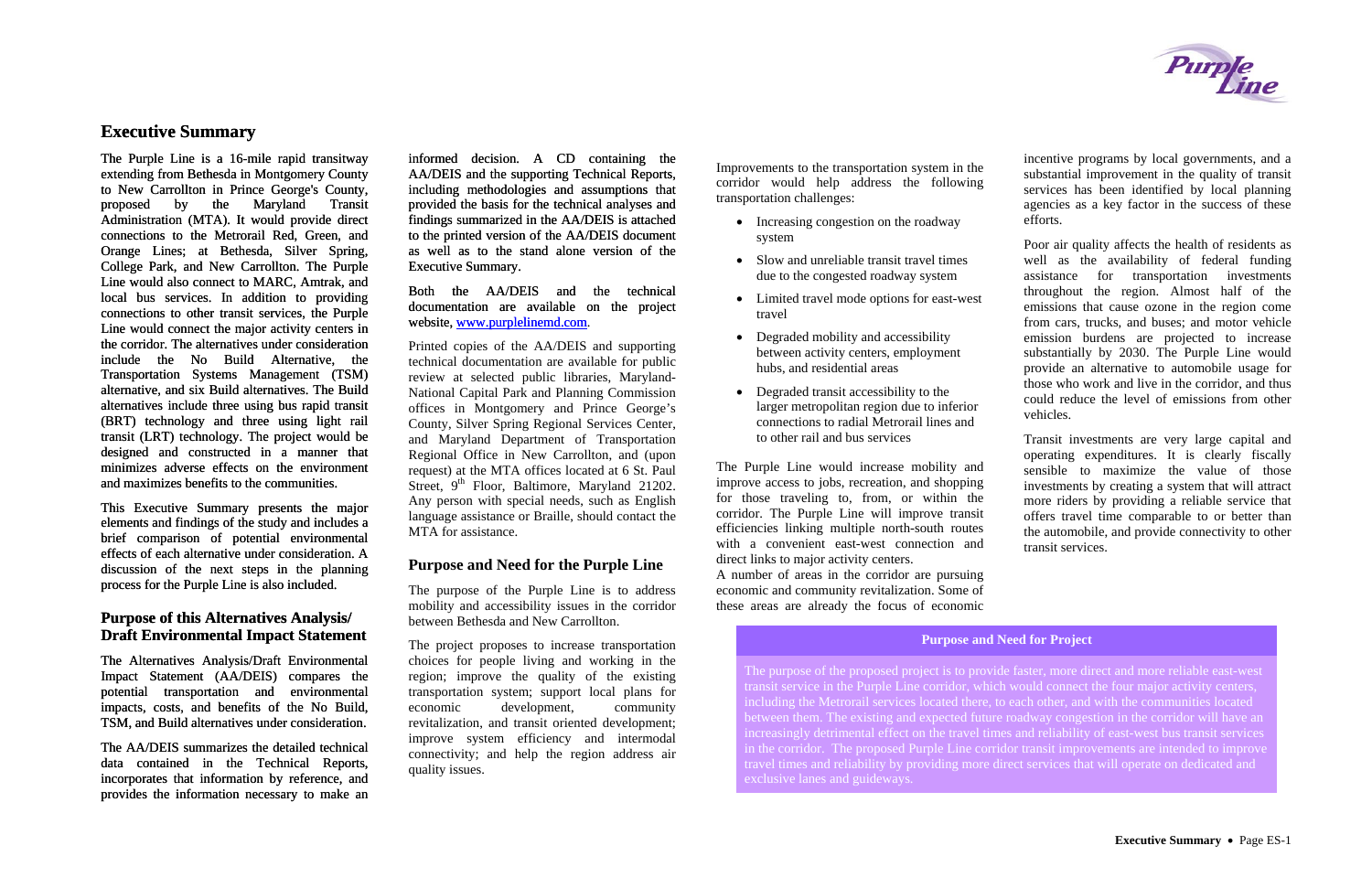## Executive Summary

The Purple Line is a 16-mile rapid transitway extending from Bethesda in Montgomery County to New Carrollton in Prince George's County, proposed by the Maryland Transit Administration (MTA). It would provide direct connections to the Metrorail Red, Green, and Orange Lines; at Bethesda, Silver Spring, College Park, and New Carrollton. The Purple Line would also connect to MARC, Amtrak, and local bus services. In addition to providing connections to other transit services, the Purple Line would connect the major activity centers in the corridor. The alternatives under consideration include the No Build Alternative, the Transportation Systems Management (TSM) alternative, and six Build alternatives. The Build alternatives include three using bus rapid transit (BRT) technology and three using light rail transit (LRT) technology. The project would be designed and constructed in a manner that minimizes adverse effects on the environment and maximizes benefits to the communities.

This Executive Summary presents the major elements and findings of the study and includes a brief comparison of potential environmental effects of each alternative under consideration. A discussion of the next steps in the planning process for the Purple Line is also included.

### Purpose of this Alternatives Analysis/ Draft Environmental Impact Statement

The Alternatives Analysis/Draft Environmental Impact Statement (AA/DEIS) compares the potential transportation and environmental impacts, costs, and benefits of the No Build, TSM, and Build alternatives under consideration.

The AA/DEIS summarizes the detailed technical data contained in the Technical Reports, incorporates that information by reference, and provides the information necessary to make an informed decision. A CD containing the AA/DEIS and the supporting Technical Reports, including methodologies and assumptions that provided the basis for the technical analyses and findings summarized in the AA/DEIS is attached to the printed version of the AA/DEIS document as well as to the stand alone version of the Executive Summary.

Both the AA/DEIS and the technical documentation are available on the project website, www.purplelinemd.com.

Printed copies of the AA/DEIS and supporting technical documentation are available for public review at selected public libraries, Maryland-National Capital Park and Planning Commission offices in Montgomery and Prince George's County, Silver Spring Regional Services Center, and Maryland Department of Transportation Regional Office in New Carrollton, and (upon request) at the MTA offices located at 6 St. Paul Street, 9th Floor, Baltimore, Maryland 21202. Any person with special needs, such as English language assistance or Braille, should contact the MTA for assistance.

### Purpose and Need for the Purple Line

The purpose of the Purple Line is to address mobility and accessibility issues in the corridor between Bethesda and New Carrollton.

The project proposes to increase transportation choices for people living and working in the region; improve the quality of the existing transportation system; support local plans for economic development, community revitalization, and transit oriented development; improve system efficiency and intermodal connectivity; and help the region address air quality issues.

Improvements to the transportation system in the corridor would help address the following transportation challenges:

- Increasing congestion on the roadway system
- Slow and unreliable transit travel times due to the congested roadway system
- Limited travel mode options for east-west travel
- Degraded mobility and accessibility between activity centers, employment hubs, and residential areas
- Degraded transit accessibility to the larger metropolitan region due to inferior connections to radial Metrorail lines and to other rail and bus services

The Purple Line would increase mobility and improve access to jobs, recreation, and shopping for those traveling to, from, or within the corridor. The Purple Line will improve transit efficiencies linking multiple north-south routes with a convenient east-west connection and direct links to major activity centers.

A number of areas in the corridor are pursuing economic and community revitalization. Some of these areas are already the focus of economic incentive programs by local governments, and a substantial improvement in the quality of transit services has been identified by local planning agencies as a key factor in the success of these efforts.

Poor air quality affects the health of residents as well as the availability of federal funding assistance for transportation investments throughout the region. Almost half of the emissions that cause ozone in the region come from cars, trucks, and buses; and motor vehicle emission burdens are projected to increase substantially by 2030. The Purple Line would provide an alternative to automobile usage for those who work and live in the corridor, and thus could reduce the level of emissions from other vehicles.

Transit investments are very large capital and operating expenditures. It is clearly fiscally sensible to maximize the value of those investments by creating a system that will attract more riders by providing a reliable service that offers travel time comparable to or better than the automobile, and provide connectivity to other transit services.

**Purpose and Need for Project**

The purpose of the proposed project is to provide faster, more direct and more reliable east-west transit service in the Purple Line corridor, which would connect the four major activity centers, including the Metrorail services located there, to each other, and with the communities located between them. The existing and expected future roadway congestion in the corridor will have an increasingly detrimental effect on the travel times and reliability of east-west bus transit services in the corridor. The proposed Purple Line corridor transit improvements are intended to improve travel times and reliability by providing more direct services that will operate on dedicated and exclusive lanes and guideways.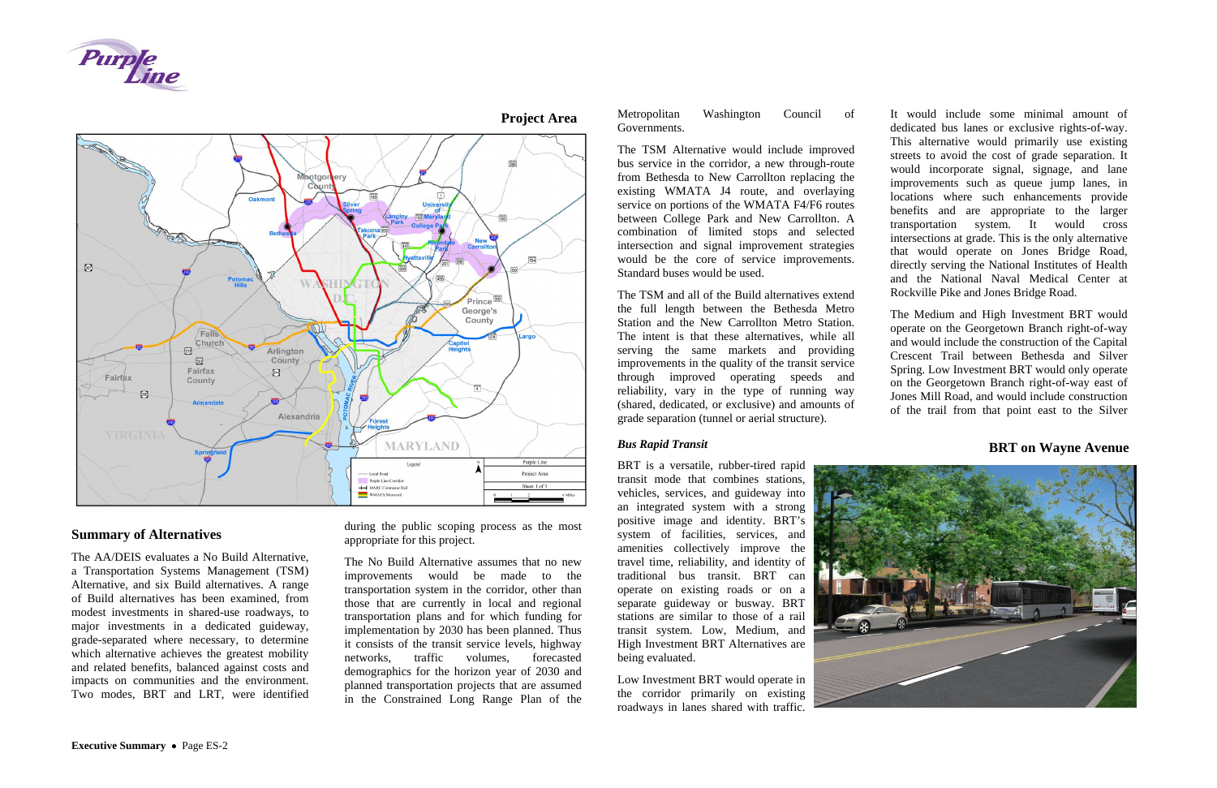## Project Area

## Summary of Alternatives

The AA/DEIS evaluates a No Build Alternative, a Transportation Systems Management (TSM) Alternative, and six Build alternatives. A range of Build alternatives has been examined, from modest investments in shared-use roadways, to major investments in a dedicated guideway, grade-separated where necessary, to determine which alternative achieves the greatest mobility and related benefits, balanced against costs and impacts on communities and the environment. Two modes, BRT and LRT, were identified during the public scoping process as the most appropriate for this project.

The No Build Alternative assumes that no new improvements would be made to the transportation system in the corridor, other than those that are currently in local and regional transportation plans and for which funding for implementation by 2030 has been planned. Thus it consists of the transit service levels, highway networks, traffic volumes, forecasted demographics for the horizon year of 2030 and planned transportation projects that are assumed in the Constrained Long Range Plan of the Metropolitan Washington Council of Governments.

The TSM Alternative would include improved bus service in the corridor, a new through-route from Bethesda to New Carrollton replacing the existing WMATA J4 route, and overlaying service on portions of the WMATA F4/F6 routes between College Park and New Carrollton. A combination of limited stops and selected intersection and signal improvement strategies would be the core of service improvements. Standard buses would be used.

The TSM and all of the Build alternatives extend the full length between the Bethesda Metro Station and the New Carrollton Metro Station. The intent is that these alternatives, while all serving the same markets and providing improvements in the quality of the transit service through improved operating speeds and reliability, vary in the type of running way (shared, dedicated, or exclusive) and amounts of grade separation (tunnel or aerial structure).

### *Bus Rapid Transit*

BRT is a versatile, rubber-tired rapid transit mode that combines stations, vehicles, services, and guideway into an integrated system with a strong positive image and identity. BRT's system of facilities, services, and amenities collectively improve the travel time, reliability, and identity of traditional bus transit. BRT can operate on existing roads or on a separate guideway or busway. BRT stations are similar to those of a rail transit system. Low, Medium, and High Investment BRT Alternatives are being evaluated.

Low Investment BRT would operate in the corridor primarily on existing roadways in lanes shared with traffic. It would include some minimal amount of dedicated bus lanes or exclusive rights-of-way. This alternative would primarily use existing streets to avoid the cost of grade separation. It would incorporate signal, signage, and lane improvements such as queue jump lanes, in locations where such enhancements provide benefits and are appropriate to the larger transportation system. It would cross intersections at grade. This is the only alternative that would operate on Jones Bridge Road, directly serving the National Institutes of Health and the National Naval Medical Center at Rockville Pike and Jones Bridge Road.

The Medium and High Investment BRT would operate on the Georgetown Branch right-of-way and would include the construction of the Capital Crescent Trail between Bethesda and Silver Spring. Low Investment BRT would only operate on the Georgetown Branch right-of-way east of Jones Mill Road, and would include construction of the trail from that point east to the Silver

## BRT on Wayne Avenue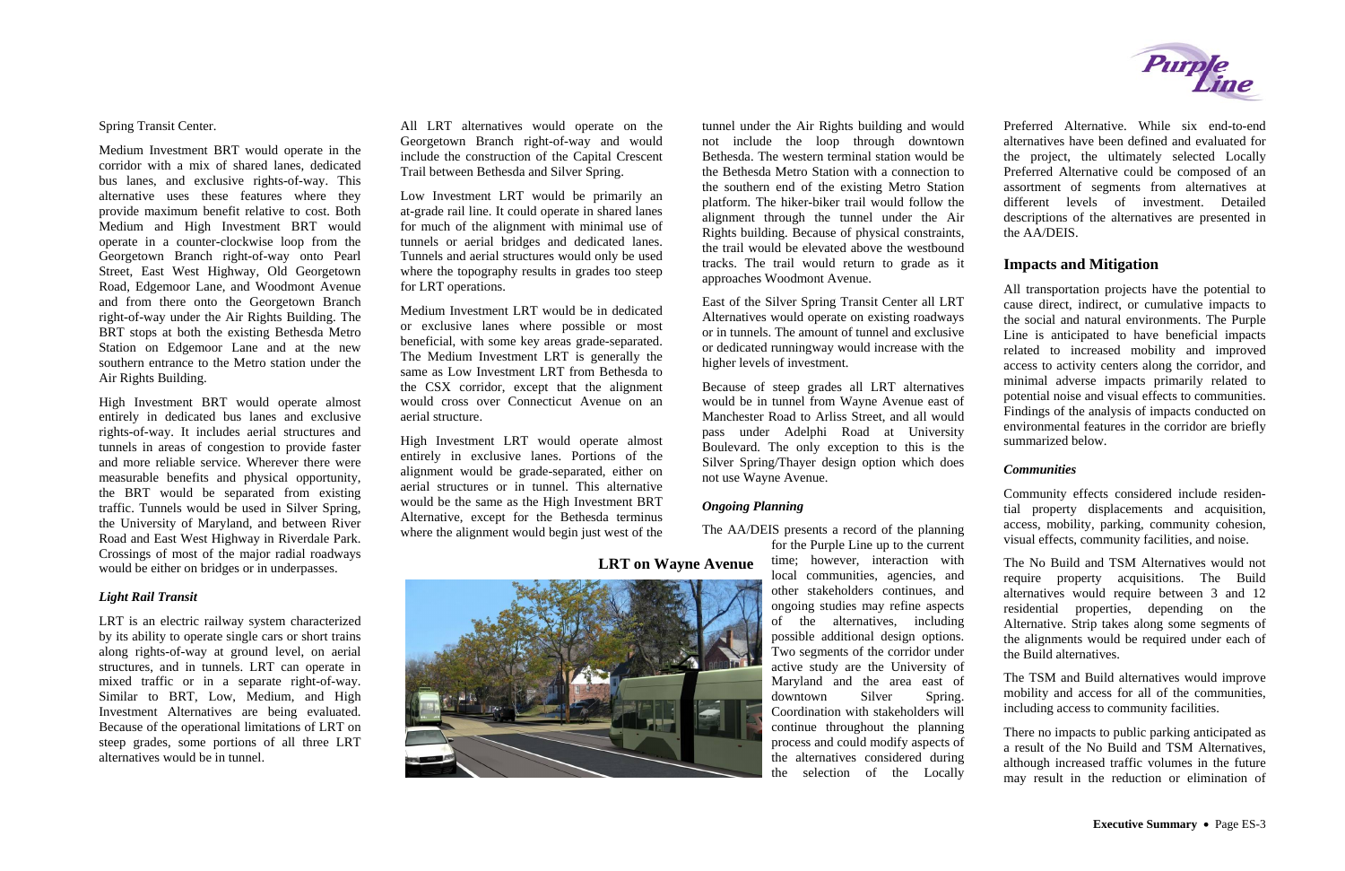Spring Transit Center.

Medium Investment BRT would operate in the corridor with a mix of shared lanes, dedicated bus lanes, and exclusive rights-of-way. This alternative uses these features where they provide maximum benefit relative to cost. Both Medium and High Investment BRT would operate in a counter-clockwise loop from the Georgetown Branch right-of-way onto Pearl Street, East West Highway, Old Georgetown Road, Edgemoor Lane, and Woodmont Avenue and from there onto the Georgetown Branch right-of-way under the Air Rights Building. The BRT stops at both the existing Bethesda Metro Station on Edgemoor Lane and at the new southern entrance to the Metro station under the Air Rights Building.

High Investment BRT would operate almost entirely in dedicated bus lanes and exclusive rights-of-way. It includes aerial structures and tunnels in areas of congestion to provide faster and more reliable service. Wherever there were measurable benefits and physical opportunity, the BRT would be separated from existing traffic. Tunnels would be used in Silver Spring, the University of Maryland, and between River Road and East West Highway in Riverdale Park. Crossings of most of the major radial roadways would be either on bridges or in underpasses.

### *Light Rail Transit*

LRT is an electric railway system characterized by its ability to operate single cars or short trains along rights-of-way at ground level, on aerial structures, and in tunnels. LRT can operate in mixed traffic or in a separate right-of-way. Similar to BRT, Low, Medium, and High Investment Alternatives are being evaluated. Because of the operational limitations of LRT on steep grades, some portions of all three LRT alternatives would be in tunnel.

All LRT alternatives would operate on the Georgetown Branch right-of-way and would include the construction of the Capital Crescent Trail between Bethesda and Silver Spring.

Low Investment LRT would be primarily an at-grade rail line. It could operate in shared lanes for much of the alignment with minimal use of tunnels or aerial bridges and dedicated lanes. Tunnels and aerial structures would only be used where the topography results in grades too steep for LRT operations.

Medium Investment LRT would be in dedicated or exclusive lanes where possible or most beneficial, with some key areas grade-separated. The Medium Investment LRT is generally the same as Low Investment LRT from Bethesda to the CSX corridor, except that the alignment would cross over Connecticut Avenue on an aerial structure.

High Investment LRT would operate almost entirely in exclusive lanes. Portions of the alignment would be grade-separated, either on aerial structures or in tunnel. This alternative would be the same as the High Investment BRT Alternative, except for the Bethesda terminus where the alignment would begin just west of the tunnel under the Air Rights building and would not include the loop through downtown Bethesda. The western terminal station would be the Bethesda Metro Station with a connection to the southern end of the existing Metro Station platform. The hiker-biker trail would follow the alignment through the tunnel under the Air Rights building. Because of physical constraints, the trail would be elevated above the westbound tracks. The trail would return to grade as it approaches Woodmont Avenue.

East of the Silver Spring Transit Center all LRT Alternatives would operate on existing roadways or in tunnels. The amount of tunnel and exclusive or dedicated runningway would increase with the higher levels of investment.

Because of steep grades all LRT alternatives would be in tunnel from Wayne Avenue east of Manchester Road to Arliss Street, and all would pass under Adelphi Road at University Boulevard. The only exception to this is the Silver Spring/Thayer design option which does not use Wayne Avenue.

### *Ongoing Planning*

The AA/DEIS presents a record of the planning for the Purple Line up to the current time; however, interaction with local communities, agencies, and other stakeholders continues, and ongoing studies may refine aspects of the alternatives, including possible additional design options. Two segments of the corridor under active study are the University of Maryland and the area east of downtown Silver Spring. Coordination with stakeholders will continue throughout the planning process and could modify aspects of the alternatives considered during the selection of the Locally Preferred Alternative. While six end-to-end alternatives have been defined and evaluated for the project, the ultimately selected Locally Preferred Alternative could be composed of an assortment of segments from alternatives at different levels of investment. Detailed descriptions of the alternatives are presented in the AA/DEIS.

**LRT on Wayne Avenue**

## Impacts and Mitigation

All transportation projects have the potential to cause direct, indirect, or cumulative impacts to the social and natural environments. The Purple Line is anticipated to have beneficial impacts related to increased mobility and improved access to activity centers along the corridor, and minimal adverse impacts primarily related to potential noise and visual effects to communities. Findings of the analysis of impacts conducted on environmental features in the corridor are briefly summarized below.

### *Communities*

Community effects considered include residential property displacements and acquisition, access, mobility, parking, community cohesion, visual effects, community facilities, and noise.

The No Build and TSM Alternatives would not require property acquisitions. The Build alternatives would require between 3 and 12 residential properties, depending on the Alternative. Strip takes along some segments of the alignments would be required under each of the Build alternatives.

The TSM and Build alternatives would improve mobility and access for all of the communities, including access to community facilities.

There no impacts to public parking anticipated as a result of the No Build and TSM Alternatives, although increased traffic volumes in the future may result in the reduction or elimination of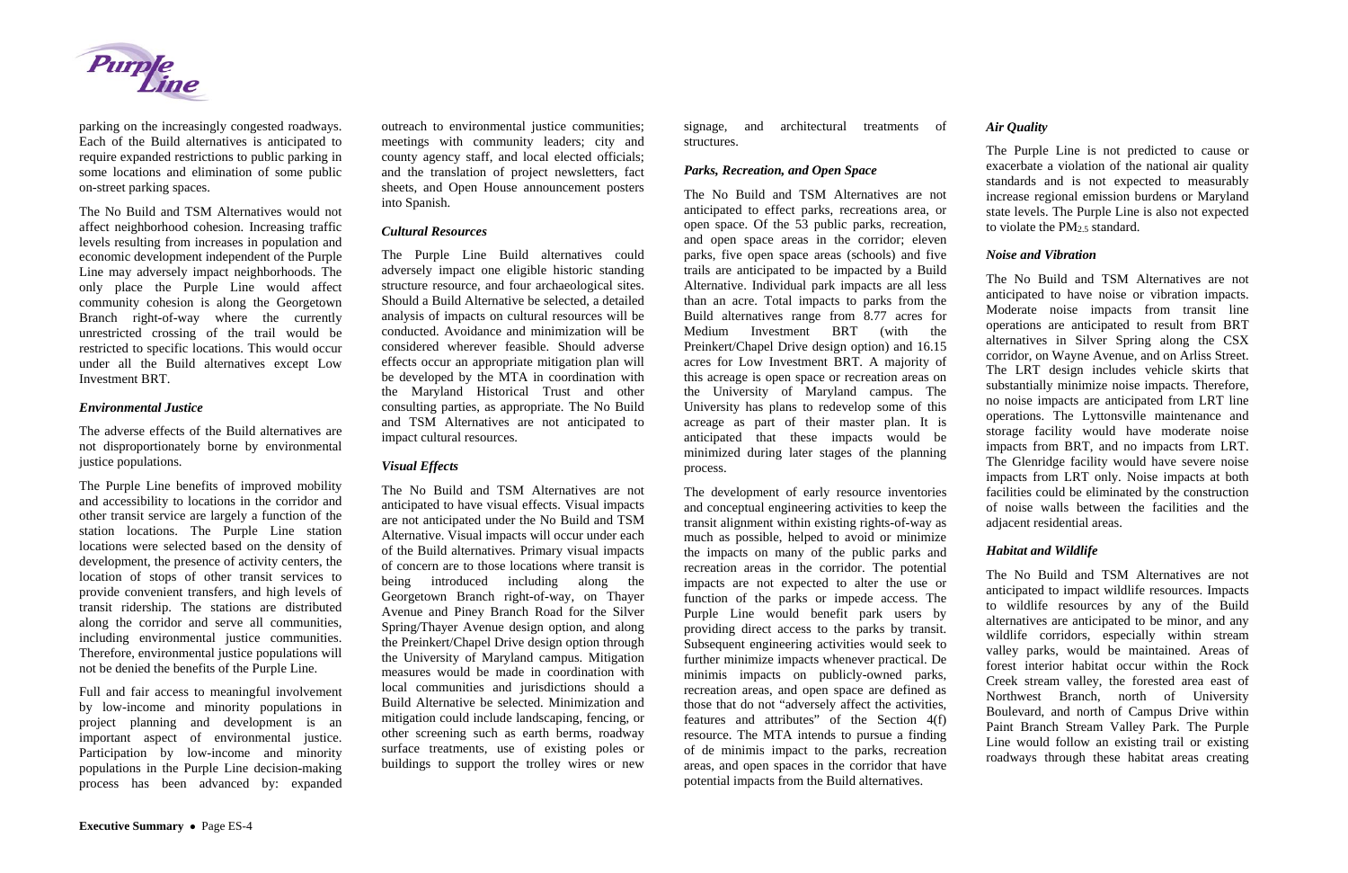parking on the increasingly congested roadways. Each of the Build alternatives is anticipated to require expanded restrictions to public parking in some locations and elimination of some public on-street parking spaces.

The No Build and TSM Alternatives would not affect neighborhood cohesion. Increasing traffic levels resulting from increases in population and economic development independent of the Purple Line may adversely impact neighborhoods. The only place the Purple Line would affect community cohesion is along the Georgetown Branch right-of-way where the currently unrestricted crossing of the trail would be restricted to specific locations. This would occur under all the Build alternatives except Low Investment BRT.

### *Environmental Justice*

The adverse effects of the Build alternatives are not disproportionately borne by environmental justice populations.

The Purple Line benefits of improved mobility and accessibility to locations in the corridor and other transit service are largely a function of the station locations. The Purple Line station locations were selected based on the density of development, the presence of activity centers, the location of stops of other transit services to provide convenient transfers, and high levels of transit ridership. The stations are distributed along the corridor and serve all communities, including environmental justice communities. Therefore, environmental justice populations will not be denied the benefits of the Purple Line.

Full and fair access to meaningful involvement by low-income and minority populations in project planning and development is an important aspect of environmental justice. Participation by low-income and minority populations in the Purple Line decision-making process has been advanced by: expanded outreach to environmental justice communities; meetings with community leaders; city and county agency staff, and local elected officials; and the translation of project newsletters, fact sheets, and Open House announcement posters into Spanish.

### *Cultural Resources*

The Purple Line Build alternatives could adversely impact one eligible historic standing structure resource, and four archaeological sites. Should a Build Alternative be selected, a detailed analysis of impacts on cultural resources will be conducted. Avoidance and minimization will be considered wherever feasible. Should adverse effects occur an appropriate mitigation plan will be developed by the MTA in coordination with the Maryland Historical Trust and other consulting parties, as appropriate. The No Build and TSM Alternatives are not anticipated to impact cultural resources.

### *Visual Effects*

The No Build and TSM Alternatives are not anticipated to have visual effects. Visual impacts are not anticipated under the No Build and TSM Alternative. Visual impacts will occur under each of the Build alternatives. Primary visual impacts of concern are to those locations where transit is being introduced including along the Georgetown Branch right-of-way, on Thayer Avenue and Piney Branch Road for the Silver Spring/Thayer Avenue design option, and along the Preinkert/Chapel Drive design option through the University of Maryland campus. Mitigation measures would be made in coordination with local communities and jurisdictions should a Build Alternative be selected. Minimization and mitigation could include landscaping, fencing, or other screening such as earth berms, roadway surface treatments, use of existing poles or buildings to support the trolley wires or new signage, and architectural treatments of structures.

### *Parks, Recreation, and Open Space*

The No Build and TSM Alternatives are not anticipated to effect parks, recreations area, or open space. Of the 53 public parks, recreation, and open space areas in the corridor; eleven parks, five open space areas (schools) and five trails are anticipated to be impacted by a Build Alternative. Individual park impacts are all less than an acre. Total impacts to parks from the Build alternatives range from 8.77 acres for Medium Investment BRT (with the Preinkert/Chapel Drive design option) and 16.15 acres for Low Investment BRT. A majority of this acreage is open space or recreation areas on the University of Maryland campus. The University has plans to redevelop some of this acreage as part of their master plan. It is anticipated that these impacts would be minimized during later stages of the planning process.

The development of early resource inventories and conceptual engineering activities to keep the transit alignment within existing rights-of-way as much as possible, helped to avoid or minimize the impacts on many of the public parks and recreation areas in the corridor. The potential impacts are not expected to alter the use or function of the parks or impede access. The Purple Line would benefit park users by providing direct access to the parks by transit. Subsequent engineering activities would seek to further minimize impacts whenever practical. De minimis impacts on publicly-owned parks, recreation areas, and open space are defined as those that do not "adversely affect the activities, features and attributes" of the Section 4(f) resource. The MTA intends to pursue a finding of de minimis impact to the parks, recreation areas, and open spaces in the corridor that have potential impacts from the Build alternatives.

### *Air Quality*

The Purple Line is not predicted to cause or exacerbate a violation of the national air quality standards and is not expected to measurably increase regional emission burdens or Maryland state levels. The Purple Line is also not expected to violate the $PM_{2.5}$ standard.

### *Noise and Vibration*

The No Build and TSM Alternatives are not anticipated to have noise or vibration impacts. Moderate noise impacts from transit line operations are anticipated to result from BRT alternatives in Silver Spring along the CSX corridor, on Wayne Avenue, and on Arliss Street. The LRT design includes vehicle skirts that substantially minimize noise impacts. Therefore, no noise impacts are anticipated from LRT line operations. The Lyttonsville maintenance and storage facility would have moderate noise impacts from BRT, and no impacts from LRT. The Glenridge facility would have severe noise impacts from LRT only. Noise impacts at both facilities could be eliminated by the construction of noise walls between the facilities and the adjacent residential areas.

### *Habitat and Wildlife*

The No Build and TSM Alternatives are not anticipated to impact wildlife resources. Impacts to wildlife resources by any of the Build alternatives are anticipated to be minor, and any wildlife corridors, especially within stream valley parks, would be maintained. Areas of forest interior habitat occur within the Rock Creek stream valley, the forested area east of Northwest Branch, north of University Boulevard, and north of Campus Drive within Paint Branch Stream Valley Park. The Purple Line would follow an existing trail or existing roadways through these habitat areas creating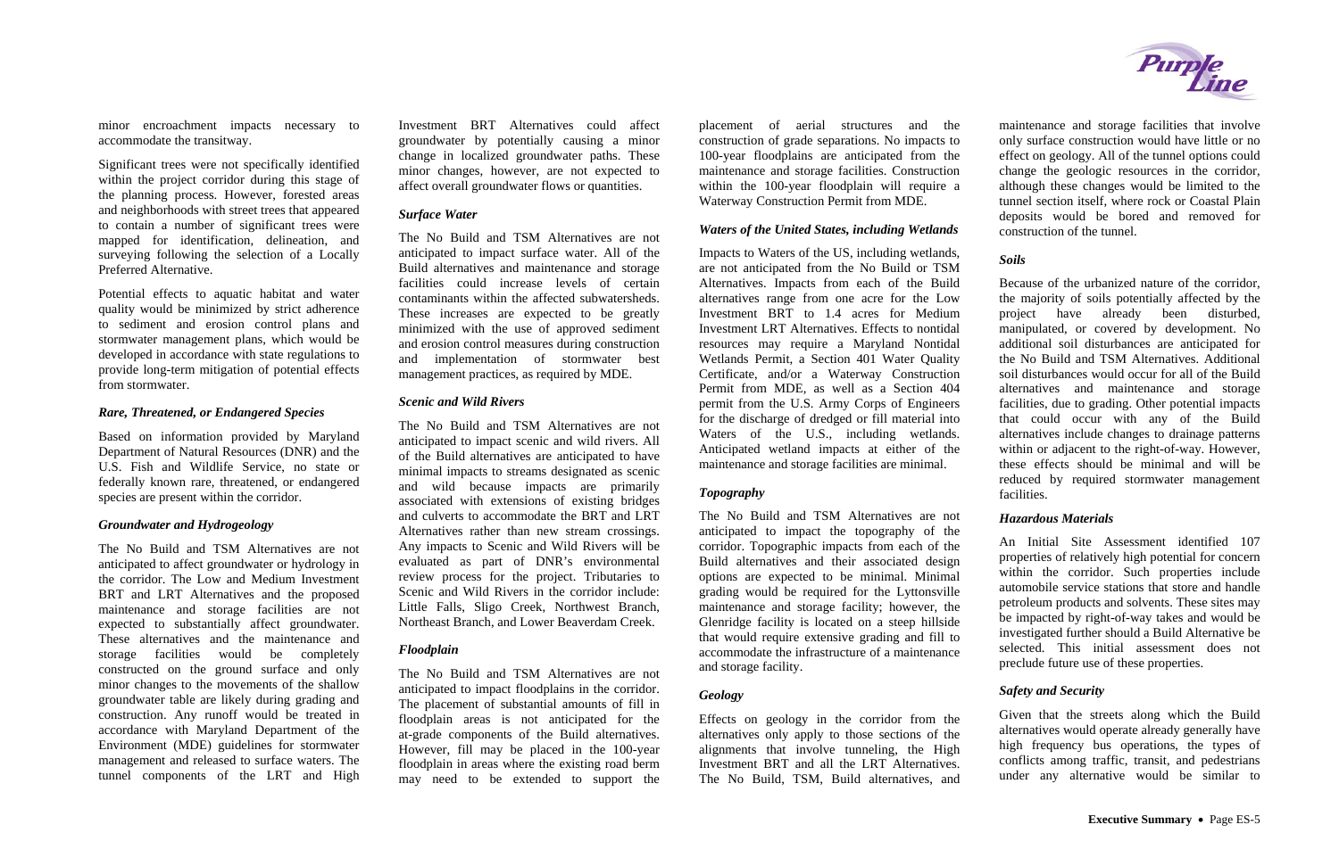minor encroachment impacts necessary to accommodate the transitway.

Significant trees were not specifically identified within the project corridor during this stage of the planning process. However, forested areas and neighborhoods with street trees that appeared to contain a number of significant trees were mapped for identification, delineation, and surveying following the selection of a Locally Preferred Alternative.

Potential effects to aquatic habitat and water quality would be minimized by strict adherence to sediment and erosion control plans and stormwater management plans, which would be developed in accordance with state regulations to provide long-term mitigation of potential effects from stormwater.

### *Rare, Threatened, or Endangered Species*

Based on information provided by Maryland Department of Natural Resources (DNR) and the U.S. Fish and Wildlife Service, no state or federally known rare, threatened, or endangered species are present within the corridor.

### *Groundwater and Hydrogeology*

The No Build and TSM Alternatives are not anticipated to affect groundwater or hydrology in the corridor. The Low and Medium Investment BRT and LRT Alternatives and the proposed maintenance and storage facilities are not expected to substantially affect groundwater. These alternatives and the maintenance and storage facilities would be completely constructed on the ground surface and only minor changes to the movements of the shallow groundwater table are likely during grading and construction. Any runoff would be treated in accordance with Maryland Department of the Environment (MDE) guidelines for stormwater management and released to surface waters. The tunnel components of the LRT and High Investment BRT Alternatives could affect groundwater by potentially causing a minor change in localized groundwater paths. These minor changes, however, are not expected to affect overall groundwater flows or quantities.

### *Surface Water*

The No Build and TSM Alternatives are not anticipated to impact surface water. All of the Build alternatives and maintenance and storage facilities could increase levels of certain contaminants within the affected subwatersheds. These increases are expected to be greatly minimized with the use of approved sediment and erosion control measures during construction and implementation of stormwater best management practices, as required by MDE.

### *Scenic and Wild Rivers*

The No Build and TSM Alternatives are not anticipated to impact scenic and wild rivers. All of the Build alternatives are anticipated to have minimal impacts to streams designated as scenic and wild because impacts are primarily associated with extensions of existing bridges and culverts to accommodate the BRT and LRT Alternatives rather than new stream crossings. Any impacts to Scenic and Wild Rivers will be evaluated as part of DNR's environmental review process for the project. Tributaries to Scenic and Wild Rivers in the corridor include: Little Falls, Sligo Creek, Northwest Branch, Northeast Branch, and Lower Beaverdam Creek.

### *Floodplain*

The No Build and TSM Alternatives are not anticipated to impact floodplains in the corridor. The placement of substantial amounts of fill in floodplain areas is not anticipated for the at-grade components of the Build alternatives. However, fill may be placed in the 100-year floodplain in areas where the existing road berm may need to be extended to support the placement of aerial structures and the construction of grade separations. No impacts to 100-year floodplains are anticipated from the maintenance and storage facilities. Construction within the 100-year floodplain will require a Waterway Construction Permit from MDE.

### *Waters of the United States, including Wetlands*

Impacts to Waters of the US, including wetlands, are not anticipated from the No Build or TSM Alternatives. Impacts from each of the Build alternatives range from one acre for the Low Investment BRT to 1.4 acres for Medium Investment LRT Alternatives. Effects to nontidal resources may require a Maryland Nontidal Wetlands Permit, a Section 401 Water Quality Certificate, and/or a Waterway Construction Permit from MDE, as well as a Section 404 permit from the U.S. Army Corps of Engineers for the discharge of dredged or fill material into Waters of the U.S., including wetlands. Anticipated wetland impacts at either of the maintenance and storage facilities are minimal.

### *Topography*

The No Build and TSM Alternatives are not anticipated to impact the topography of the corridor. Topographic impacts from each of the Build alternatives and their associated design options are expected to be minimal. Minimal grading would be required for the Lyttonsville maintenance and storage facility; however, the Glenridge facility is located on a steep hillside that would require extensive grading and fill to accommodate the infrastructure of a maintenance and storage facility.

### *Geology*

Effects on geology in the corridor from the alternatives only apply to those sections of the alignments that involve tunneling, the High Investment BRT and all the LRT Alternatives. The No Build, TSM, Build alternatives, and maintenance and storage facilities that involve only surface construction would have little or no effect on geology. All of the tunnel options could change the geologic resources in the corridor, although these changes would be limited to the tunnel section itself, where rock or Coastal Plain deposits would be bored and removed for construction of the tunnel.

### *Soils*

Because of the urbanized nature of the corridor, the majority of soils potentially affected by the project have already been disturbed, manipulated, or covered by development. No additional soil disturbances are anticipated for the No Build and TSM Alternatives. Additional soil disturbances would occur for all of the Build alternatives and maintenance and storage facilities, due to grading. Other potential impacts that could occur with any of the Build alternatives include changes to drainage patterns within or adjacent to the right-of-way. However, these effects should be minimal and will be reduced by required stormwater management facilities.

### *Hazardous Materials*

An Initial Site Assessment identified 107 properties of relatively high potential for concern within the corridor. Such properties include automobile service stations that store and handle petroleum products and solvents. These sites may be impacted by right-of-way takes and would be investigated further should a Build Alternative be selected. This initial assessment does not preclude future use of these properties.

### *Safety and Security*

Given that the streets along which the Build alternatives would operate already generally have high frequency bus operations, the types of conflicts among traffic, transit, and pedestrians under any alternative would be similar to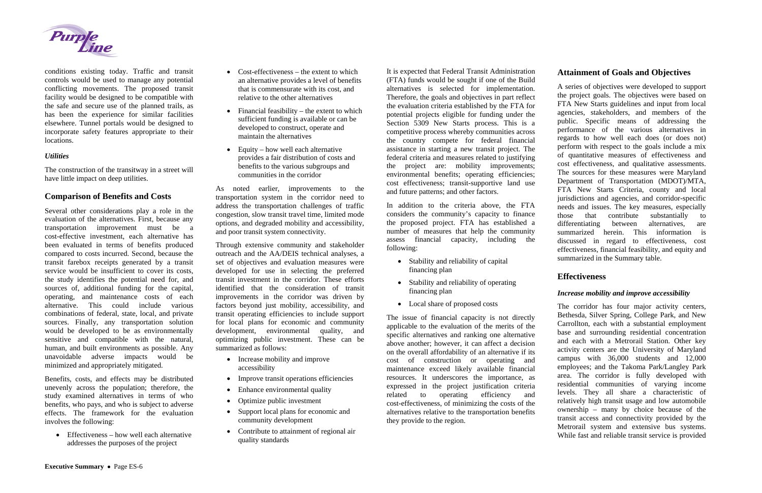conditions existing today. Traffic and transit controls would be used to manage any potential conflicting movements. The proposed transit facility would be designed to be compatible with the safe and secure use of the planned trails, as has been the experience for similar facilities elsewhere. Tunnel portals would be designed to incorporate safety features appropriate to their locations.

### *Utilities*

The construction of the transitway in a street will have little impact on deep utilities.

## Comparison of Benefits and Costs

Several other considerations play a role in the evaluation of the alternatives. First, because any transportation improvement must be a cost-effective investment, each alternative has been evaluated in terms of benefits produced compared to costs incurred. Second, because the transit farebox receipts generated by a transit service would be insufficient to cover its costs, the study identifies the potential need for, and sources of, additional funding for the capital, operating, and maintenance costs of each alternative. This could include various combinations of federal, state, local, and private sources. Finally, any transportation solution would be developed to be as environmentally sensitive and compatible with the natural, human, and built environments as possible. Any unavoidable adverse impacts would be minimized and appropriately mitigated.

Benefits, costs, and effects may be distributed unevenly across the population; therefore, the study examined alternatives in terms of who benefits, who pays, and who is subject to adverse effects. The framework for the evaluation involves the following:

- Effectiveness – how well each alternative addresses the purposes of the project
- Cost-effectiveness – the extent to which an alternative provides a level of benefits that is commensurate with its cost, and relative to the other alternatives
- Financial feasibility – the extent to which sufficient funding is available or can be developed to construct, operate and maintain the alternatives
- Equity – how well each alternative provides a fair distribution of costs and benefits to the various subgroups and communities in the corridor

As noted earlier, improvements to the transportation system in the corridor need to address the transportation challenges of traffic congestion, slow transit travel time, limited mode options, and degraded mobility and accessibility, and poor transit system connectivity.

Through extensive community and stakeholder outreach and the AA/DEIS technical analyses, a set of objectives and evaluation measures were developed for use in selecting the preferred transit investment in the corridor. These efforts identified that the consideration of transit improvements in the corridor was driven by factors beyond just mobility, accessibility, and transit operating efficiencies to include support for local plans for economic and community development, environmental quality, and optimizing public investment. These can be summarized as follows:

- Increase mobility and improve accessibility
- Improve transit operations efficiencies
- Enhance environmental quality
- Optimize public investment
- Support local plans for economic and community development
- Contribute to attainment of regional air quality standards

It is expected that Federal Transit Administration (FTA) funds would be sought if one of the Build alternatives is selected for implementation. Therefore, the goals and objectives in part reflect the evaluation criteria established by the FTA for potential projects eligible for funding under the Section 5309 New Starts process. This is a competitive process whereby communities across the country compete for federal financial assistance in starting a new transit project. The federal criteria and measures related to justifying the project are: mobility improvements; environmental benefits; operating efficiencies; cost effectiveness; transit-supportive land use and future patterns; and other factors.

In addition to the criteria above, the FTA considers the community's capacity to finance the proposed project. FTA has established a number of measures that help the community assess financial capacity, including the following:

- Stability and reliability of capital financing plan
- Stability and reliability of operating financing plan
- Local share of proposed costs

The issue of financial capacity is not directly applicable to the evaluation of the merits of the specific alternatives and ranking one alternative above another; however, it can affect a decision on the overall affordability of an alternative if its cost of construction or operating and maintenance exceed likely available financial resources. It underscores the importance, as expressed in the project justification criteria related to operating efficiency and cost-effectiveness, of minimizing the costs of the alternatives relative to the transportation benefits they provide to the region.

## Attainment of Goals and Objectives

A series of objectives were developed to support the project goals. The objectives were based on FTA New Starts guidelines and input from local agencies, stakeholders, and members of the public. Specific means of addressing the performance of the various alternatives in regards to how well each does (or does not) perform with respect to the goals include a mix of quantitative measures of effectiveness and cost effectiveness, and qualitative assessments. The sources for these measures were Maryland Department of Transportation (MDOT)/MTA, FTA New Starts Criteria, county and local jurisdictions and agencies, and corridor-specific needs and issues. The key measures, especially those that contribute substantially to differentiating between alternatives, are summarized herein. This information is discussed in regard to effectiveness, cost effectiveness, financial feasibility, and equity and summarized in the Summary table.

## Effectiveness

### *Increase mobility and improve accessibility*

The corridor has four major activity centers, Bethesda, Silver Spring, College Park, and New Carrollton, each with a substantial employment base and surrounding residential concentration and each with a Metrorail Station. Other key activity centers are the University of Maryland campus with 36,000 students and 12,000 employees; and the Takoma Park/Langley Park area. The corridor is fully developed with residential communities of varying income levels. They all share a characteristic of relatively high transit usage and low automobile ownership – many by choice because of the transit access and connectivity provided by the Metrorail system and extensive bus systems. While fast and reliable transit service is provided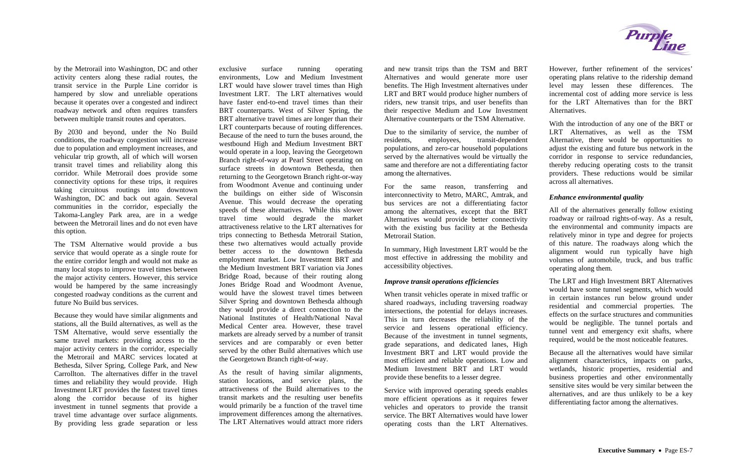by the Metrorail into Washington, DC and other activity centers along these radial routes, the transit service in the Purple Line corridor is hampered by slow and unreliable operations because it operates over a congested and indirect roadway network and often requires transfers between multiple transit routes and operators.

By 2030 and beyond, under the No Build conditions, the roadway congestion will increase due to population and employment increases, and vehicular trip growth, all of which will worsen transit travel times and reliability along this corridor. While Metrorail does provide some connectivity options for these trips, it requires taking circuitous routings into downtown Washington, DC and back out again. Several communities in the corridor, especially the Takoma-Langley Park area, are in a wedge between the Metrorail lines and do not even have this option.

The TSM Alternative would provide a bus service that would operate as a single route for the entire corridor length and would not make as many local stops to improve travel times between the major activity centers. However, this service would be hampered by the same increasingly congested roadway conditions as the current and future No Build bus services.

Because they would have similar alignments and stations, all the Build alternatives, as well as the TSM Alternative, would serve essentially the same travel markets: providing access to the major activity centers in the corridor, especially the Metrorail and MARC services located at Bethesda, Silver Spring, College Park, and New Carrollton. The alternatives differ in the travel times and reliability they would provide. High Investment LRT provides the fastest travel times along the corridor because of its higher investment in tunnel segments that provide a travel time advantage over surface alignments. By providing less grade separation or less exclusive surface running operating environments, Low and Medium Investment LRT would have slower travel times than High Investment LRT. The LRT alternatives would have faster end-to-end travel times than their BRT counterparts. West of Silver Spring, the BRT alternative travel times are longer than their LRT counterparts because of routing differences. Because of the need to turn the buses around, the westbound High and Medium Investment BRT would operate in a loop, leaving the Georgetown Branch right-of-way at Pearl Street operating on surface streets in downtown Bethesda, then returning to the Georgetown Branch right-or-way from Woodmont Avenue and continuing under the buildings on either side of Wisconsin Avenue. This would decrease the operating speeds of these alternatives. While this slower travel time would degrade the market attractiveness relative to the LRT alternatives for trips connecting to Bethesda Metrorail Station, these two alternatives would actually provide better access to the downtown Bethesda employment market. Low Investment BRT and the Medium Investment BRT variation via Jones Bridge Road, because of their routing along Jones Bridge Road and Woodmont Avenue, would have the slowest travel times between Silver Spring and downtown Bethesda although they would provide a direct connection to the National Institutes of Health/National Naval Medical Center area. However, these travel markets are already served by a number of transit services and are comparably or even better served by the other Build alternatives which use the Georgetown Branch right-of-way.

As the result of having similar alignments, station locations, and service plans, the attractiveness of the Build alternatives to the transit markets and the resulting user benefits would primarily be a function of the travel time improvement differences among the alternatives. The LRT Alternatives would attract more riders and new transit trips than the TSM and BRT Alternatives and would generate more user benefits. The High Investment alternatives under LRT and BRT would produce higher numbers of riders, new transit trips, and user benefits than their respective Medium and Low Investment Alternative counterparts or the TSM Alternative.

Due to the similarity of service, the number of residents, employees, transit-dependent populations, and zero-car household populations served by the alternatives would be virtually the same and therefore are not a differentiating factor among the alternatives.

For the same reason, transferring and interconnectivity to Metro, MARC, Amtrak, and bus services are not a differentiating factor among the alternatives, except that the BRT Alternatives would provide better connectivity with the existing bus facility at the Bethesda Metrorail Station.

In summary, High Investment LRT would be the most effective in addressing the mobility and accessibility objectives.

### *Improve transit operations efficiencies*

When transit vehicles operate in mixed traffic or shared roadways, including traversing roadway intersections, the potential for delays increases. This in turn decreases the reliability of the service and lessens operational efficiency. Because of the investment in tunnel segments, grade separations, and dedicated lanes, High Investment BRT and LRT would provide the most efficient and reliable operations. Low and Medium Investment BRT and LRT would provide these benefits to a lesser degree.

Service with improved operating speeds enables more efficient operations as it requires fewer vehicles and operators to provide the transit service. The BRT Alternatives would have lower operating costs than the LRT Alternatives. However, further refinement of the services' operating plans relative to the ridership demand level may lessen these differences. The incremental cost of adding more service is less for the LRT Alternatives than for the BRT Alternatives.

With the introduction of any one of the BRT or LRT Alternatives, as well as the TSM Alternative, there would be opportunities to adjust the existing and future bus network in the corridor in response to service redundancies, thereby reducing operating costs to the transit providers. These reductions would be similar across all alternatives.

### *Enhance environmental quality*

All of the alternatives generally follow existing roadway or railroad rights-of-way. As a result, the environmental and community impacts are relatively minor in type and degree for projects of this nature. The roadways along which the alignment would run typically have high volumes of automobile, truck, and bus traffic operating along them.

The LRT and High Investment BRT Alternatives would have some tunnel segments, which would in certain instances run below ground under residential and commercial properties. The effects on the surface structures and communities would be negligible. The tunnel portals and tunnel vent and emergency exit shafts, where required, would be the most noticeable features.

Because all the alternatives would have similar alignment characteristics, impacts on parks, wetlands, historic properties, residential and business properties and other environmentally sensitive sites would be very similar between the alternatives, and are thus unlikely to be a key differentiating factor among the alternatives.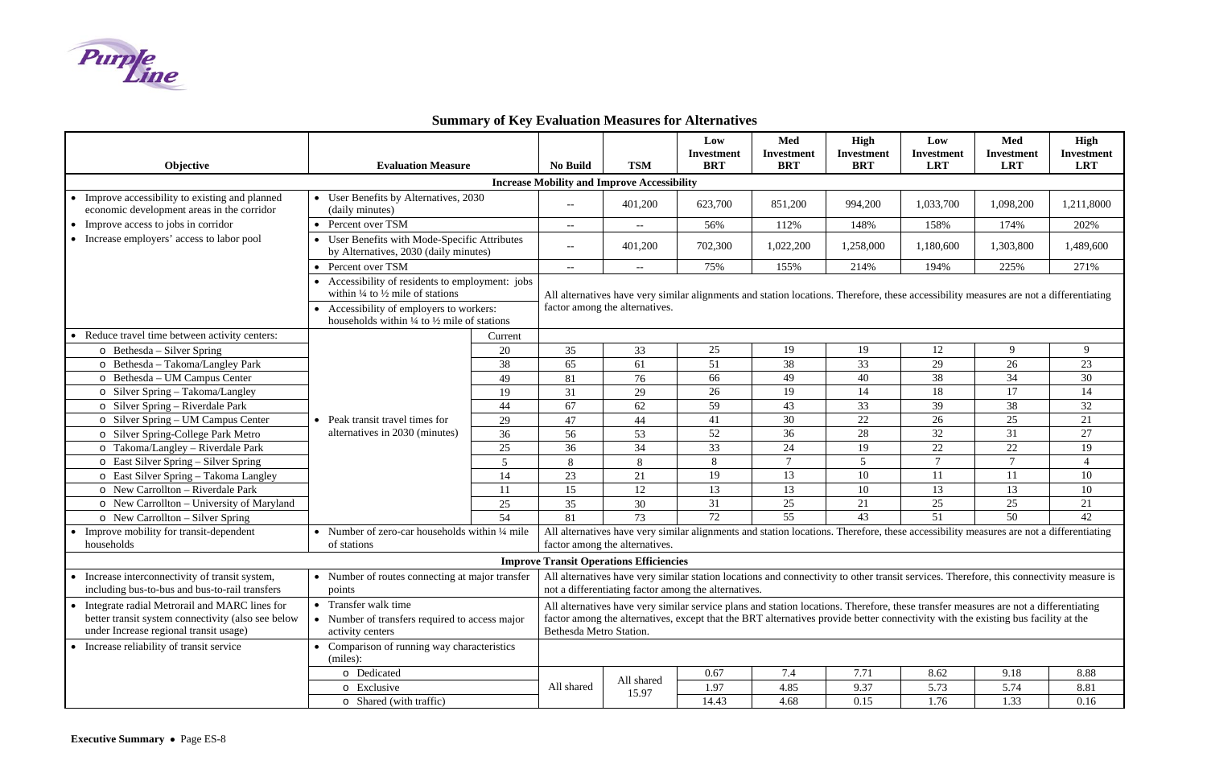# Summary of Key Evaluation Measures for Alternatives

| Objective | Evaluation Measure | | No Build | TSM | Low Investment BRT | Med Investment BRT | High Investment BRT | Low Investment LRT | Med Investment LRT | High Investment LRT |
|---|---|---|---|---|---|---|---|---|---|---|
| **Increase Mobility and Improve Accessibility** | | | | | | | | | | |
| • Improve accessibility to existing and planned economic development areas in the corridor | • User Benefits by Alternatives, 2030 (daily minutes) | | -- | 401,200 | 623,700 | 851,200 | 994,200 | 1,033,700 | 1,098,200 | 1,211,8000 |
| • Improve access to jobs in corridor | • Percent over TSM | | -- | -- | 56% | 112% | 148% | 158% | 174% | 202% |
| • Increase employers' access to labor pool | • User Benefits with Mode-Specific Attributes by Alternatives, 2030 (daily minutes) | | -- | 401,200 | 702,300 | 1,022,200 | 1,258,000 | 1,180,600 | 1,303,800 | 1,489,600 |
| | • Percent over TSM | | -- | -- | 75% | 155% | 214% | 194% | 225% | 271% |
| | • Accessibility of residents to employment: jobs within ¼ to ½ mile of stations<br>• Accessibility of employers to workers: households within ¼ to ½ mile of stations | | All alternatives have very similar alignments and station locations. Therefore, these accessibility measures are not a differentiating factor among the alternatives. | | | | | | | |
| • Reduce travel time between activity centers: | | Current | | | | | | | | |
| o Bethesda – Silver Spring | • Peak transit travel times for alternatives in 2030 (minutes) | 20 | 35 | 33 | 25 | 19 | 19 | 12 | 9 | 9 |
| o Bethesda – Takoma/Langley Park | | 38 | 65 | 61 | 51 | 38 | 33 | 29 | 26 | 23 |
| o Bethesda – UM Campus Center | | 49 | 81 | 76 | 66 | 49 | 40 | 38 | 34 | 30 |
| o Silver Spring – Takoma/Langley | | 19 | 31 | 29 | 26 | 19 | 14 | 18 | 17 | 14 |
| o Silver Spring – Riverdale Park | | 44 | 67 | 62 | 59 | 43 | 33 | 39 | 38 | 32 |
| o Silver Spring – UM Campus Center | | 29 | 47 | 44 | 41 | 30 | 22 | 26 | 25 | 21 |
| o Silver Spring-College Park Metro | | 36 | 56 | 53 | 52 | 36 | 28 | 32 | 31 | 27 |
| o Takoma/Langley – Riverdale Park | | 25 | 36 | 34 | 33 | 24 | 19 | 22 | 22 | 19 |
| o East Silver Spring – Silver Spring | | 5 | 8 | 8 | 8 | 7 | 5 | 7 | 7 | 4 |
| o East Silver Spring – Takoma Langley | | 14 | 23 | 21 | 19 | 13 | 10 | 11 | 11 | 10 |
| o New Carrollton – Riverdale Park | | 11 | 15 | 12 | 13 | 13 | 10 | 13 | 13 | 10 |
| o New Carrollton – University of Maryland | | 25 | 35 | 30 | 31 | 25 | 21 | 25 | 25 | 21 |
| o New Carrollton – Silver Spring | | 54 | 81 | 73 | 72 | 55 | 43 | 51 | 50 | 42 |
| • Improve mobility for transit-dependent households | • Number of zero-car households within ¼ mile of stations | | All alternatives have very similar alignments and station locations. Therefore, these accessibility measures are not a differentiating factor among the alternatives. | | | | | | | |
| **Improve Transit Operations Efficiencies** | | | | | | | | | | |
| • Increase interconnectivity of transit system, including bus-to-bus and bus-to-rail transfers | • Number of routes connecting at major transfer points | | All alternatives have very similar station locations and connectivity to other transit services. Therefore, this connectivity measure is not a differentiating factor among the alternatives. | | | | | | | |
| • Integrate radial Metrorail and MARC lines for better transit system connectivity (also see below under Increase regional transit usage) | • Transfer walk time<br>• Number of transfers required to access major activity centers | | All alternatives have very similar service plans and station locations. Therefore, these transfer measures are not a differentiating factor among the alternatives, except that the BRT alternatives provide better connectivity with the existing bus facility at the Bethesda Metro Station. | | | | | | | |
| • Increase reliability of transit service | • Comparison of running way characteristics (miles): | | | | | | | | | |
| | o Dedicated | | All shared | All shared 15.97 | 0.67 | 7.4 | 7.71 | 8.62 | 9.18 | 8.88 |
| | o Exclusive | | | | 1.97 | 4.85 | 9.37 | 5.73 | 5.74 | 8.81 |
| | o Shared (with traffic) | | | | 14.43 | 4.68 | 0.15 | 1.76 | 1.33 | 0.16 |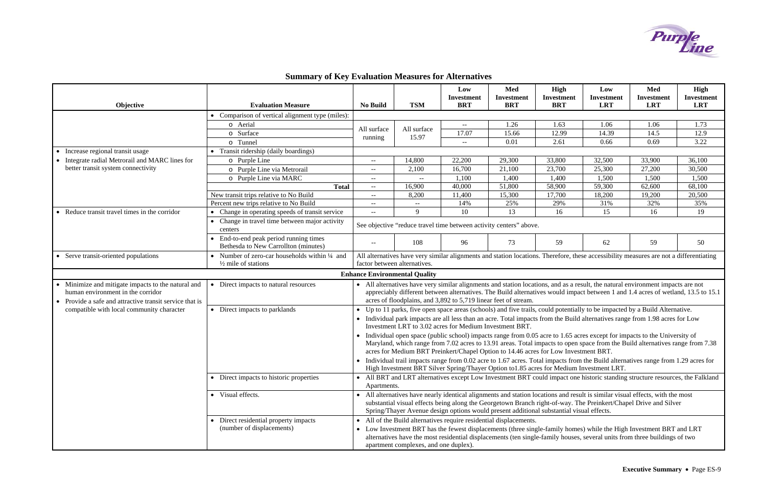## Summary of Key Evaluation Measures for Alternatives

| Objective | Evaluation Measure | No Build | TSM | Low Investment BRT | Med Investment BRT | High Investment BRT | Low Investment LRT | Med Investment LRT | High Investment LRT |
|---|---|---|---|---|---|---|---|---|---|
| | • Comparison of vertical alignment type (miles): | | | | | | | | |
| | o Aerial | All surface running | All surface 15.97 | -- | 1.26 | 1.63 | 1.06 | 1.06 | 1.73 |
| | o Surface | | | 17.07 | 15.66 | 12.99 | 14.39 | 14.5 | 12.9 |
| | o Tunnel | | | -- | 0.01 | 2.61 | 0.66 | 0.69 | 3.22 |
| • Increase regional transit usage<br>• Integrate radial Metrorail and MARC lines for better transit system connectivity | • Transit ridership (daily boardings) | | | | | | | | |
| | o Purple Line | -- | 14,800 | 22,200 | 29,300 | 33,800 | 32,500 | 33,900 | 36,100 |
| | o Purple Line via Metrorail | -- | 2,100 | 16,700 | 21,100 | 23,700 | 25,300 | 27,200 | 30,500 |
| | o Purple Line via MARC | -- | -- | 1,100 | 1,400 | 1,400 | 1,500 | 1,500 | 1,500 |
| | **Total** | -- | 16,900 | 40,000 | 51,800 | 58,900 | 59,300 | 62,600 | 68,100 |
| | New transit trips relative to No Build | -- | 8,200 | 11,400 | 15,300 | 17,700 | 18,200 | 19,200 | 20,500 |
| | Percent new trips relative to No Build | -- | -- | 14% | 25% | 29% | 31% | 32% | 35% |
| • Reduce transit travel times in the corridor | • Change in operating speeds of transit service | -- | 9 | 10 | 13 | 16 | 15 | 16 | 19 |
| | • Change in travel time between major activity centers | See objective "reduce travel time between activity centers" above. | | | | | | | |
| | • End-to-end peak period running times Bethesda to New Carrollton (minutes) | -- | 108 | 96 | 73 | 59 | 62 | 59 | 50 |
| • Serve transit-oriented populations | • Number of zero-car households within ¼ and ½ mile of stations | All alternatives have very similar alignments and station locations. Therefore, these accessibility measures are not a differentiating factor between alternatives. | | | | | | | |
| **Enhance Environmental Quality** | | | | | | | | | |
| • Minimize and mitigate impacts to the natural and human environment in the corridor<br>• Provide a safe and attractive transit service that is compatible with local community character | • Direct impacts to natural resources | • All alternatives have very similar alignments and station locations, and as a result, the natural environment impacts are not appreciably different between alternatives. The Build alternatives would impact between 1 and 1.4 acres of wetland, 13.5 to 15.1 acres of floodplains, and 3,892 to 5,719 linear feet of stream. | | | | | | | |
| | • Direct impacts to parklands | • Up to 11 parks, five open space areas (schools) and five trails, could potentially to be impacted by a Build Alternative.<br>• Individual park impacts are all less than an acre. Total impacts from the Build alternatives range from 1.98 acres for Low Investment LRT to 3.02 acres for Medium Investment BRT.<br>• Individual open space (public school) impacts range from 0.05 acre to 1.65 acres except for impacts to the University of Maryland, which range from 7.02 acres to 13.91 areas. Total impacts to open space from the Build alternatives range from 7.38 acres for Medium BRT Preinkert/Chapel Option to 14.46 acres for Low Investment BRT.<br>• Individual trail impacts range from 0.02 acre to 1.67 acres. Total impacts from the Build alternatives range from 1.29 acres for High Investment BRT Silver Spring/Thayer Option to1.85 acres for Medium Investment LRT. | | | | | | | |
| | • Direct impacts to historic properties | • All BRT and LRT alternatives except Low Investment BRT could impact one historic standing structure resources, the Falkland Apartments. | | | | | | | |
| | • Visual effects. | • All alternatives have nearly identical alignments and station locations and result is similar visual effects, with the most substantial visual effects being along the Georgetown Branch right-of-way. The Preinkert/Chapel Drive and Silver Spring/Thayer Avenue design options would present additional substantial visual effects. | | | | | | | |
| | • Direct residential property impacts (number of displacements) | • All of the Build alternatives require residential displacements.<br>• Low Investment BRT has the fewest displacements (three single-family homes) while the High Investment BRT and LRT alternatives have the most residential displacements (ten single-family houses, several units from three buildings of two apartment complexes, and one duplex). | | | | | | | |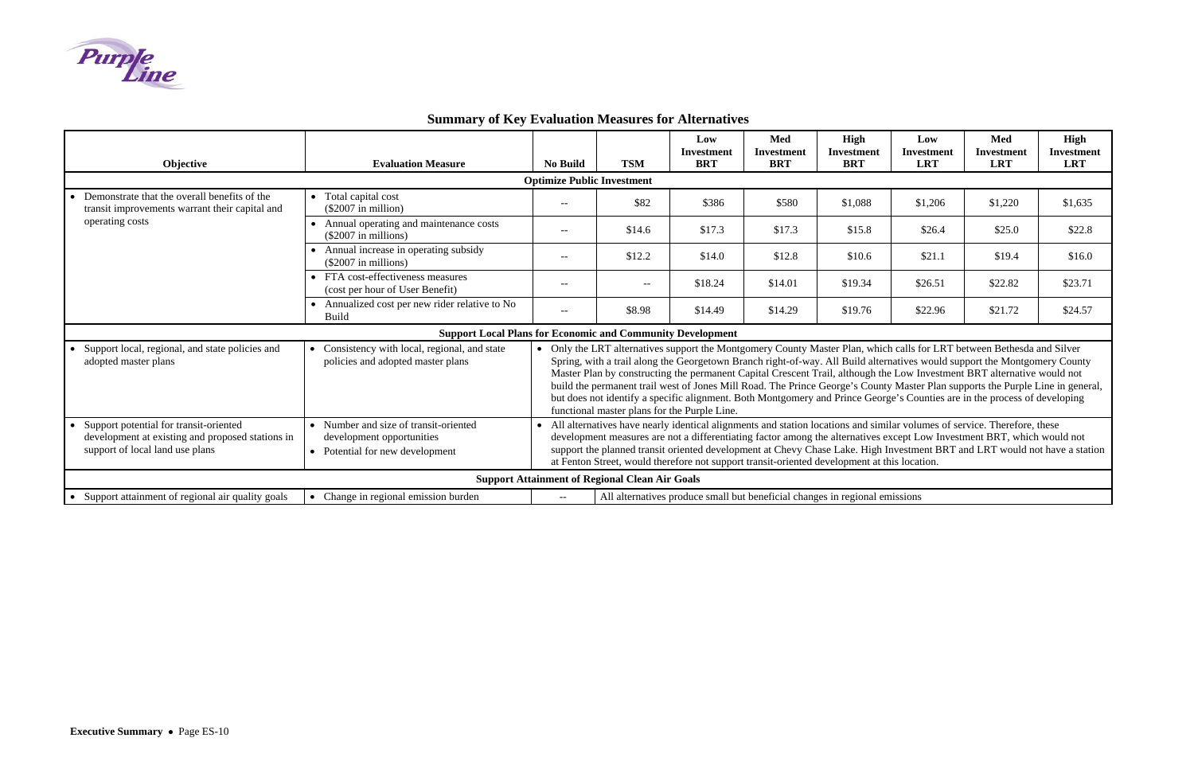## Summary of Key Evaluation Measures for Alternatives

| Objective | Evaluation Measure | No Build | TSM | Low Investment BRT | Med Investment BRT | High Investment BRT | Low Investment LRT | Med Investment LRT | High Investment LRT |
|---|---|---|---|---|---|---|---|---|---|
| **Optimize Public Investment** | | | | | | | | | |
| • Demonstrate that the overall benefits of the transit improvements warrant their capital and operating costs | • Total capital cost ($2007 in million) | -- | $82 | $386 | $580 | $1,088 | $1,206 | $1,220 | $1,635 |
| | • Annual operating and maintenance costs ($2007 in millions) | -- | $14.6 | $17.3 | $17.3 | $15.8 | $26.4 | $25.0 | $22.8 |
| | • Annual increase in operating subsidy ($2007 in millions) | -- | $12.2 | $14.0 | $12.8 | $10.6 | $21.1 | $19.4 | $16.0 |
| | • FTA cost-effectiveness measures (cost per hour of User Benefit) | -- | -- | $18.24 | $14.01 | $19.34 | $26.51 | $22.82 | $23.71 |
| | • Annualized cost per new rider relative to No Build | -- | $8.98 | $14.49 | $14.29 | $19.76 | $22.96 | $21.72 | $24.57 |
| **Support Local Plans for Economic and Community Development** | | | | | | | | | |
| • Support local, regional, and state policies and adopted master plans | • Consistency with local, regional, and state policies and adopted master plans | • Only the LRT alternatives support the Montgomery County Master Plan, which calls for LRT between Bethesda and Silver Spring, with a trail along the Georgetown Branch right-of-way. All Build alternatives would support the Montgomery County Master Plan by constructing the permanent Capital Crescent Trail, although the Low Investment BRT alternative would not build the permanent trail west of Jones Mill Road. The Prince George's County Master Plan supports the Purple Line in general, but does not identify a specific alignment. Both Montgomery and Prince George's Counties are in the process of developing functional master plans for the Purple Line. | | | | | | | |
| • Support potential for transit-oriented development at existing and proposed stations in support of local land use plans | • Number and size of transit-oriented development opportunities<br>• Potential for new development | • All alternatives have nearly identical alignments and station locations and similar volumes of service. Therefore, these development measures are not a differentiating factor among the alternatives except Low Investment BRT, which would not support the planned transit oriented development at Chevy Chase Lake. High Investment BRT and LRT would not have a station at Fenton Street, would therefore not support transit-oriented development at this location. | | | | | | | |
| **Support Attainment of Regional Clean Air Goals** | | | | | | | | | |
| • Support attainment of regional air quality goals | • Change in regional emission burden | -- | All alternatives produce small but beneficial changes in regional emissions | | | | | | |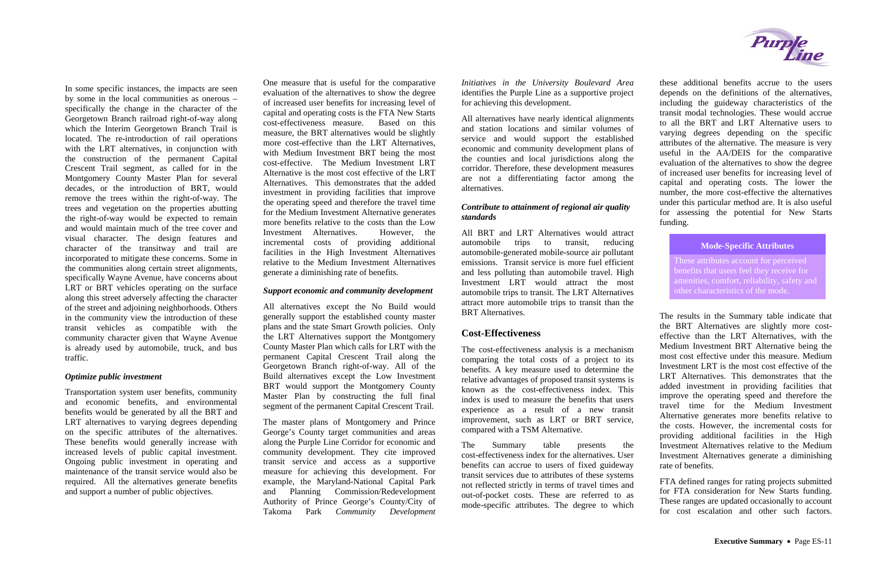In some specific instances, the impacts are seen by some in the local communities as onerous – specifically the change in the character of the Georgetown Branch railroad right-of-way along which the Interim Georgetown Branch Trail is located. The re-introduction of rail operations with the LRT alternatives, in conjunction with the construction of the permanent Capital Crescent Trail segment, as called for in the Montgomery County Master Plan for several decades, or the introduction of BRT, would remove the trees within the right-of-way. The trees and vegetation on the properties abutting the right-of-way would be expected to remain and would maintain much of the tree cover and visual character. The design features and character of the transitway and trail are incorporated to mitigate these concerns. Some in the communities along certain street alignments, specifically Wayne Avenue, have concerns about LRT or BRT vehicles operating on the surface along this street adversely affecting the character of the street and adjoining neighborhoods. Others in the community view the introduction of these transit vehicles as compatible with the community character given that Wayne Avenue is already used by automobile, truck, and bus traffic.

***Optimize public investment***

Transportation system user benefits, community and economic benefits, and environmental benefits would be generated by all the BRT and LRT alternatives to varying degrees depending on the specific attributes of the alternatives. These benefits would generally increase with increased levels of public capital investment. Ongoing public investment in operating and maintenance of the transit service would also be required. All the alternatives generate benefits and support a number of public objectives.

One measure that is useful for the comparative evaluation of the alternatives to show the degree of increased user benefits for increasing level of capital and operating costs is the FTA New Starts cost-effectiveness measure. Based on this measure, the BRT alternatives would be slightly more cost-effective than the LRT Alternatives, with Medium Investment BRT being the most cost-effective. The Medium Investment LRT Alternative is the most cost effective of the LRT Alternatives. This demonstrates that the added investment in providing facilities that improve the operating speed and therefore the travel time for the Medium Investment Alternative generates more benefits relative to the costs than the Low Investment Alternatives. However, the incremental costs of providing additional facilities in the High Investment Alternatives relative to the Medium Investment Alternatives generate a diminishing rate of benefits.

***Support economic and community development***

All alternatives except the No Build would generally support the established county master plans and the state Smart Growth policies. Only the LRT Alternatives support the Montgomery County Master Plan which calls for LRT with the permanent Capital Crescent Trail along the Georgetown Branch right-of-way. All of the Build alternatives except the Low Investment BRT would support the Montgomery County Master Plan by constructing the full final segment of the permanent Capital Crescent Trail.

The master plans of Montgomery and Prince George's County target communities and areas along the Purple Line Corridor for economic and community development. They cite improved transit service and access as a supportive measure for achieving this development. For example, the Maryland-National Capital Park and Planning Commission/Redevelopment Authority of Prince George's County/City of Takoma Park *Community Development Initiatives in the University Boulevard Area* identifies the Purple Line as a supportive project for achieving this development.

All alternatives have nearly identical alignments and station locations and similar volumes of service and would support the established economic and community development plans of the counties and local jurisdictions along the corridor. Therefore, these development measures are not a differentiating factor among the alternatives.

***Contribute to attainment of regional air quality standards***

All BRT and LRT Alternatives would attract automobile trips to transit, reducing automobile-generated mobile-source air pollutant emissions. Transit service is more fuel efficient and less polluting than automobile travel. High Investment LRT would attract the most automobile trips to transit. The LRT Alternatives attract more automobile trips to transit than the BRT Alternatives.

## Cost-Effectiveness

The cost-effectiveness analysis is a mechanism comparing the total costs of a project to its benefits. A key measure used to determine the relative advantages of proposed transit systems is known as the cost-effectiveness index. This index is used to measure the benefits that users experience as a result of a new transit improvement, such as LRT or BRT service, compared with a TSM Alternative.

The Summary table presents the cost-effectiveness index for the alternatives. User benefits can accrue to users of fixed guideway transit services due to attributes of these systems not reflected strictly in terms of travel times and out-of-pocket costs. These are referred to as mode-specific attributes. The degree to which these additional benefits accrue to the users depends on the definitions of the alternatives, including the guideway characteristics of the transit modal technologies. These would accrue to all the BRT and LRT Alternative users to varying degrees depending on the specific attributes of the alternative. The measure is very useful in the AA/DEIS for the comparative evaluation of the alternatives to show the degree of increased user benefits for increasing level of capital and operating costs. The lower the number, the more cost-effective the alternatives under this particular method are. It is also useful for assessing the potential for New Starts funding.

**Mode-Specific Attributes**

These attributes account for perceived benefits that users feel they receive for amenities, comfort, reliability, safety and other characteristics of the mode.

The results in the Summary table indicate that the BRT Alternatives are slightly more cost-effective than the LRT Alternatives, with the Medium Investment BRT Alternative being the most cost effective under this measure. Medium Investment LRT is the most cost effective of the LRT Alternatives. This demonstrates that the added investment in providing facilities that improve the operating speed and therefore the travel time for the Medium Investment Alternative generates more benefits relative to the costs. However, the incremental costs for providing additional facilities in the High Investment Alternatives relative to the Medium Investment Alternatives generate a diminishing rate of benefits.

FTA defined ranges for rating projects submitted for FTA consideration for New Starts funding. These ranges are updated occasionally to account for cost escalation and other such factors.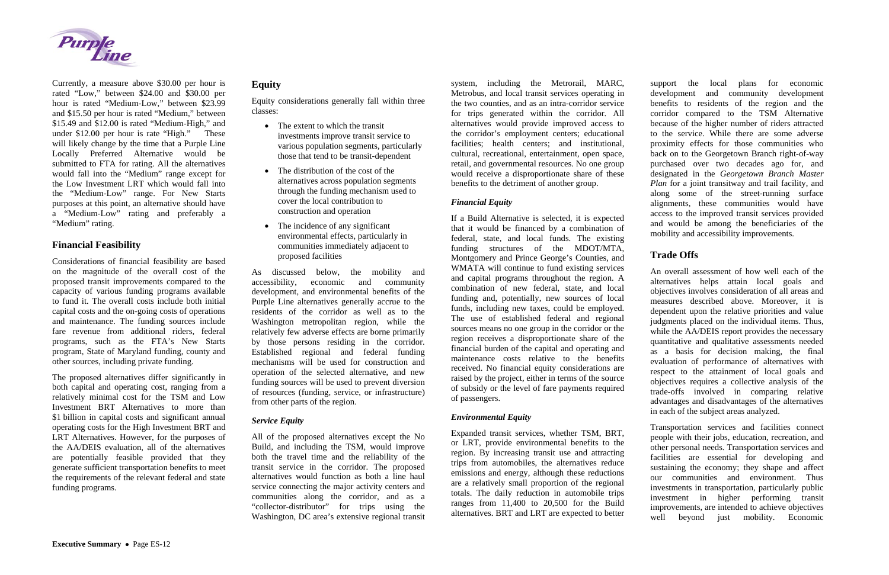Currently, a measure above $30.00 per hour is rated "Low," between $24.00 and $30.00 per hour is rated "Medium-Low," between $23.99 and $15.50 per hour is rated "Medium," between $15.49 and $12.00 is rated "Medium-High," and under $12.00 per hour is rate "High." These will likely change by the time that a Purple Line Locally Preferred Alternative would be submitted to FTA for rating. All the alternatives would fall into the "Medium" range except for the Low Investment LRT which would fall into the "Medium-Low" range. For New Starts purposes at this point, an alternative should have a "Medium-Low" rating and preferably a "Medium" rating.

## Financial Feasibility

Considerations of financial feasibility are based on the magnitude of the overall cost of the proposed transit improvements compared to the capacity of various funding programs available to fund it. The overall costs include both initial capital costs and the on-going costs of operations and maintenance. The funding sources include fare revenue from additional riders, federal programs, such as the FTA's New Starts program, State of Maryland funding, county and other sources, including private funding.

The proposed alternatives differ significantly in both capital and operating cost, ranging from a relatively minimal cost for the TSM and Low Investment BRT Alternatives to more than $1 billion in capital costs and significant annual operating costs for the High Investment BRT and LRT Alternatives. However, for the purposes of the AA/DEIS evaluation, all of the alternatives are potentially feasible provided that they generate sufficient transportation benefits to meet the requirements of the relevant federal and state funding programs.

## Equity

Equity considerations generally fall within three classes:

- The extent to which the transit investments improve transit service to various population segments, particularly those that tend to be transit-dependent
- The distribution of the cost of the alternatives across population segments through the funding mechanism used to cover the local contribution to construction and operation
- The incidence of any significant environmental effects, particularly in communities immediately adjacent to proposed facilities

As discussed below, the mobility and accessibility, economic and community development, and environmental benefits of the Purple Line alternatives generally accrue to the residents of the corridor as well as to the Washington metropolitan region, while the relatively few adverse effects are borne primarily by those persons residing in the corridor. Established regional and federal funding mechanisms will be used for construction and operation of the selected alternative, and new funding sources will be used to prevent diversion of resources (funding, service, or infrastructure) from other parts of the region.

### *Service Equity*

All of the proposed alternatives except the No Build, and including the TSM, would improve both the travel time and the reliability of the transit service in the corridor. The proposed alternatives would function as both a line haul service connecting the major activity centers and communities along the corridor, and as a "collector-distributor" for trips using the Washington, DC area's extensive regional transit system, including the Metrorail, MARC, Metrobus, and local transit services operating in the two counties, and as an intra-corridor service for trips generated within the corridor. All alternatives would provide improved access to the corridor's employment centers; educational facilities; health centers; and institutional, cultural, recreational, entertainment, open space, retail, and governmental resources. No one group would receive a disproportionate share of these benefits to the detriment of another group.

### *Financial Equity*

If a Build Alternative is selected, it is expected that it would be financed by a combination of federal, state, and local funds. The existing funding structures of the MDOT/MTA, Montgomery and Prince George's Counties, and WMATA will continue to fund existing services and capital programs throughout the region. A combination of new federal, state, and local funding and, potentially, new sources of local funds, including new taxes, could be employed. The use of established federal and regional sources means no one group in the corridor or the region receives a disproportionate share of the financial burden of the capital and operating and maintenance costs relative to the benefits received. No financial equity considerations are raised by the project, either in terms of the source of subsidy or the level of fare payments required of passengers.

### *Environmental Equity*

Expanded transit services, whether TSM, BRT, or LRT, provide environmental benefits to the region. By increasing transit use and attracting trips from automobiles, the alternatives reduce emissions and energy, although these reductions are a relatively small proportion of the regional totals. The daily reduction in automobile trips ranges from 11,400 to 20,500 for the Build alternatives. BRT and LRT are expected to better support the local plans for economic development and community development benefits to residents of the region and the corridor compared to the TSM Alternative because of the higher number of riders attracted to the service. While there are some adverse proximity effects for those communities who back on to the Georgetown Branch right-of-way purchased over two decades ago for, and designated in the *Georgetown Branch Master Plan* for a joint transitway and trail facility, and along some of the street-running surface alignments, these communities would have access to the improved transit services provided and would be among the beneficiaries of the mobility and accessibility improvements.

## Trade Offs

An overall assessment of how well each of the alternatives helps attain local goals and objectives involves consideration of all areas and measures described above. Moreover, it is dependent upon the relative priorities and value judgments placed on the individual items. Thus, while the AA/DEIS report provides the necessary quantitative and qualitative assessments needed as a basis for decision making, the final evaluation of performance of alternatives with respect to the attainment of local goals and objectives requires a collective analysis of the trade-offs involved in comparing relative advantages and disadvantages of the alternatives in each of the subject areas analyzed.

Transportation services and facilities connect people with their jobs, education, recreation, and other personal needs. Transportation services and facilities are essential for developing and sustaining the economy; they shape and affect our communities and environment. Thus investments in transportation, particularly public investment in higher performing transit improvements, are intended to achieve objectives well beyond just mobility. Economic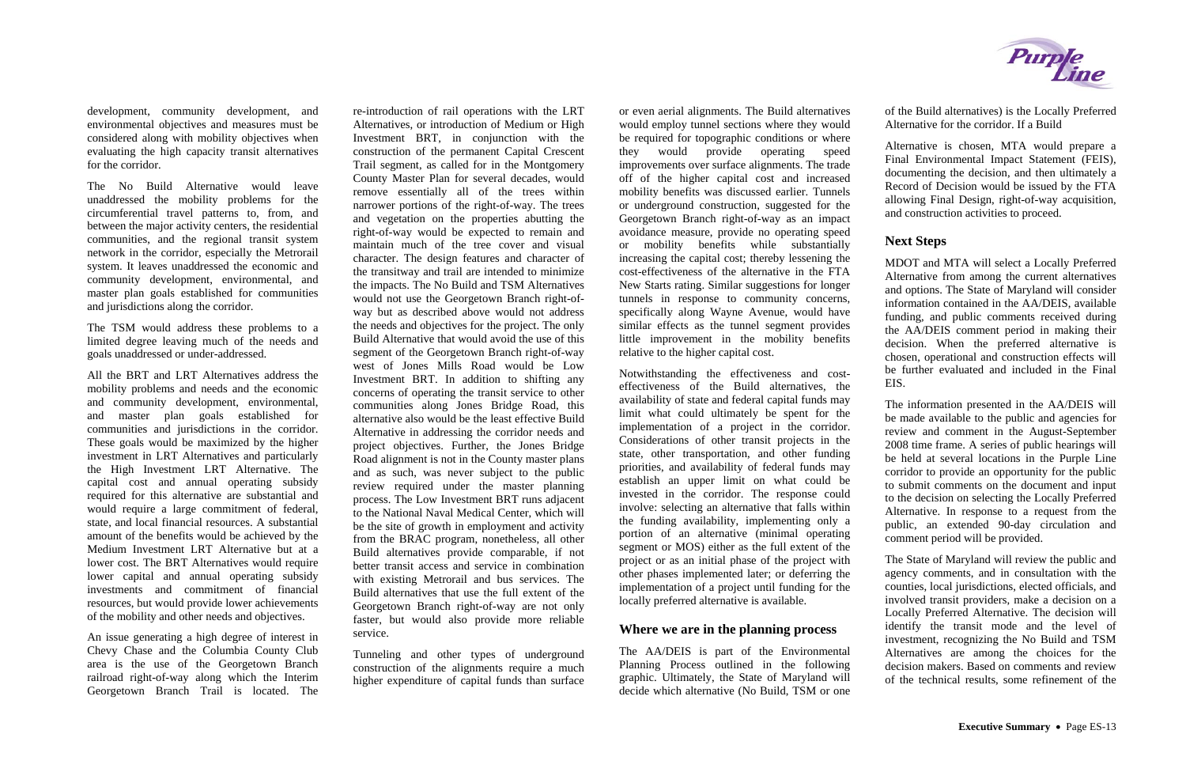development, community development, and environmental objectives and measures must be considered along with mobility objectives when evaluating the high capacity transit alternatives for the corridor.

The No Build Alternative would leave unaddressed the mobility problems for the circumferential travel patterns to, from, and between the major activity centers, the residential communities, and the regional transit system network in the corridor, especially the Metrorail system. It leaves unaddressed the economic and community development, environmental, and master plan goals established for communities and jurisdictions along the corridor.

The TSM would address these problems to a limited degree leaving much of the needs and goals unaddressed or under-addressed.

All the BRT and LRT Alternatives address the mobility problems and needs and the economic and community development, environmental, and master plan goals established for communities and jurisdictions in the corridor. These goals would be maximized by the higher investment in LRT Alternatives and particularly the High Investment LRT Alternative. The capital cost and annual operating subsidy required for this alternative are substantial and would require a large commitment of federal, state, and local financial resources. A substantial amount of the benefits would be achieved by the Medium Investment LRT Alternative but at a lower cost. The BRT Alternatives would require lower capital and annual operating subsidy investments and commitment of financial resources, but would provide lower achievements of the mobility and other needs and objectives.

An issue generating a high degree of interest in Chevy Chase and the Columbia County Club area is the use of the Georgetown Branch railroad right-of-way along which the Interim Georgetown Branch Trail is located. The re-introduction of rail operations with the LRT Alternatives, or introduction of Medium or High Investment BRT, in conjunction with the construction of the permanent Capital Crescent Trail segment, as called for in the Montgomery County Master Plan for several decades, would remove essentially all of the trees within narrower portions of the right-of-way. The trees and vegetation on the properties abutting the right-of-way would be expected to remain and maintain much of the tree cover and visual character. The design features and character of the transitway and trail are intended to minimize the impacts. The No Build and TSM Alternatives would not use the Georgetown Branch right-of-way but as described above would not address the needs and objectives for the project. The only Build Alternative that would avoid the use of this segment of the Georgetown Branch right-of-way west of Jones Mills Road would be Low Investment BRT. In addition to shifting any concerns of operating the transit service to other communities along Jones Bridge Road, this alternative also would be the least effective Build Alternative in addressing the corridor needs and project objectives. Further, the Jones Bridge Road alignment is not in the County master plans and as such, was never subject to the public review required under the master planning process. The Low Investment BRT runs adjacent to the National Naval Medical Center, which will be the site of growth in employment and activity from the BRAC program, nonetheless, all other Build alternatives provide comparable, if not better transit access and service in combination with existing Metrorail and bus services. The Build alternatives that use the full extent of the Georgetown Branch right-of-way are not only faster, but would also provide more reliable service.

Tunneling and other types of underground construction of the alignments require a much higher expenditure of capital funds than surface or even aerial alignments. The Build alternatives would employ tunnel sections where they would be required for topographic conditions or where they would provide operating speed improvements over surface alignments. The trade off of the higher capital cost and increased mobility benefits was discussed earlier. Tunnels or underground construction, suggested for the Georgetown Branch right-of-way as an impact avoidance measure, provide no operating speed or mobility benefits while substantially increasing the capital cost; thereby lessening the cost-effectiveness of the alternative in the FTA New Starts rating. Similar suggestions for longer tunnels in response to community concerns, specifically along Wayne Avenue, would have similar effects as the tunnel segment provides little improvement in the mobility benefits relative to the higher capital cost.

Notwithstanding the effectiveness and cost-effectiveness of the Build alternatives, the availability of state and federal capital funds may limit what could ultimately be spent for the implementation of a project in the corridor. Considerations of other transit projects in the state, other transportation, and other funding priorities, and availability of federal funds may establish an upper limit on what could be invested in the corridor. The response could involve: selecting an alternative that falls within the funding availability, implementing only a portion of an alternative (minimal operating segment or MOS) either as the full extent of the project or as an initial phase of the project with other phases implemented later; or deferring the implementation of a project until funding for the locally preferred alternative is available.

## Where we are in the planning process

The AA/DEIS is part of the Environmental Planning Process outlined in the following graphic. Ultimately, the State of Maryland will decide which alternative (No Build, TSM or one of the Build alternatives) is the Locally Preferred Alternative for the corridor. If a Build

Alternative is chosen, MTA would prepare a Final Environmental Impact Statement (FEIS), documenting the decision, and then ultimately a Record of Decision would be issued by the FTA allowing Final Design, right-of-way acquisition, and construction activities to proceed.

## Next Steps

MDOT and MTA will select a Locally Preferred Alternative from among the current alternatives and options. The State of Maryland will consider information contained in the AA/DEIS, available funding, and public comments received during the AA/DEIS comment period in making their decision. When the preferred alternative is chosen, operational and construction effects will be further evaluated and included in the Final EIS.

The information presented in the AA/DEIS will be made available to the public and agencies for review and comment in the August-September 2008 time frame. A series of public hearings will be held at several locations in the Purple Line corridor to provide an opportunity for the public to submit comments on the document and input to the decision on selecting the Locally Preferred Alternative. In response to a request from the public, an extended 90-day circulation and comment period will be provided.

The State of Maryland will review the public and agency comments, and in consultation with the counties, local jurisdictions, elected officials, and involved transit providers, make a decision on a Locally Preferred Alternative. The decision will identify the transit mode and the level of investment, recognizing the No Build and TSM Alternatives are among the choices for the decision makers. Based on comments and review of the technical results, some refinement of the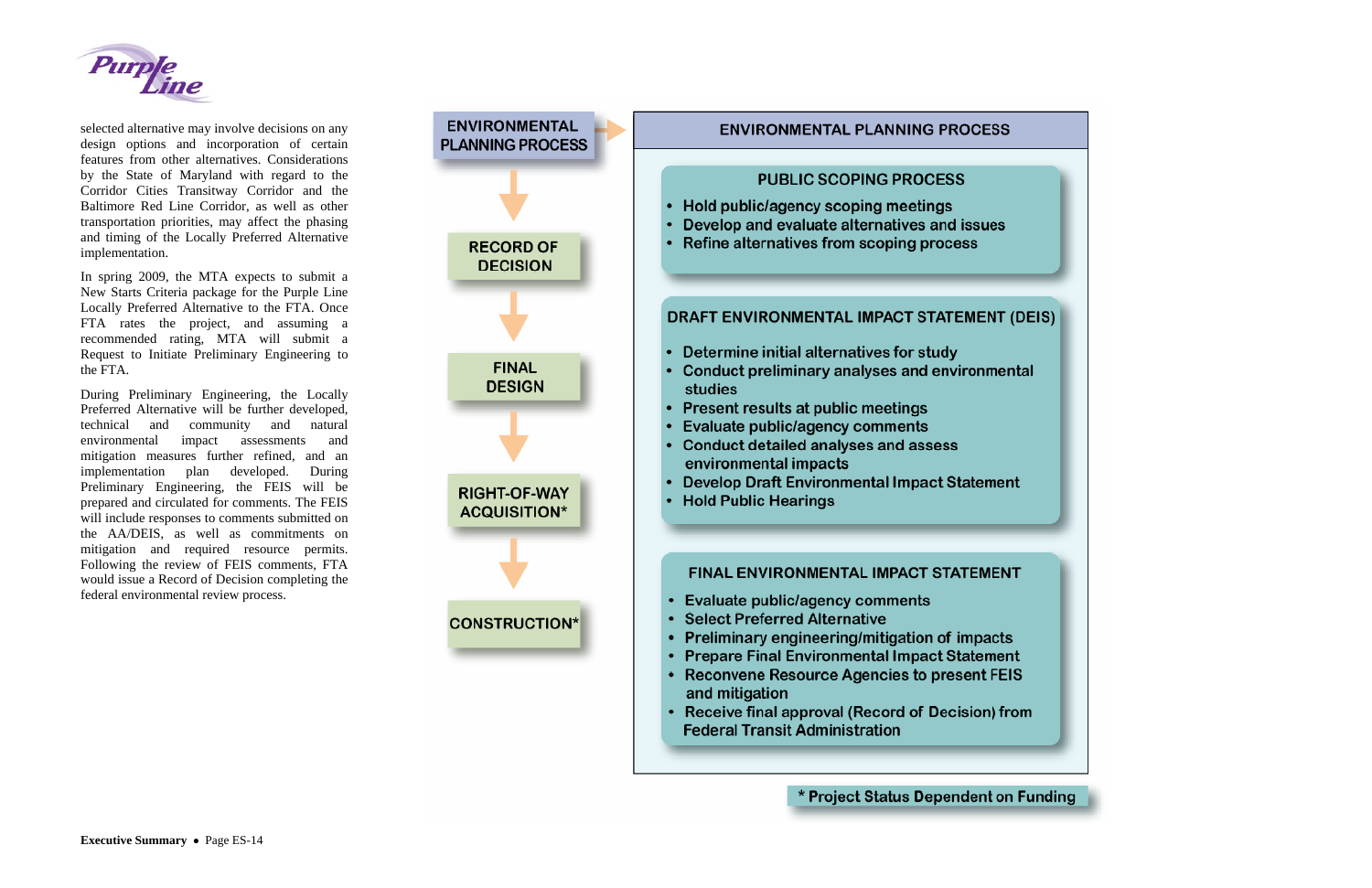selected alternative may involve decisions on any design options and incorporation of certain features from other alternatives. Considerations by the State of Maryland with regard to the Corridor Cities Transitway Corridor and the Baltimore Red Line Corridor, as well as other transportation priorities, may affect the phasing and timing of the Locally Preferred Alternative implementation.

In spring 2009, the MTA expects to submit a New Starts Criteria package for the Purple Line Locally Preferred Alternative to the FTA. Once FTA rates the project, and assuming a recommended rating, MTA will submit a Request to Initiate Preliminary Engineering to the FTA.

During Preliminary Engineering, the Locally Preferred Alternative will be further developed, technical and community and natural environmental impact assessments and mitigation measures further refined, and an implementation plan developed. During Preliminary Engineering, the FEIS will be prepared and circulated for comments. The FEIS will include responses to comments submitted on the AA/DEIS, as well as commitments on mitigation and required resource permits. Following the review of FEIS comments, FTA would issue a Record of Decision completing the federal environmental review process.

ENVIRONMENTAL PLANNING PROCESS

RECORD OF DECISION

FINAL DESIGN

RIGHT-OF-WAY ACQUISITION*

CONSTRUCTION*

ENVIRONMENTAL PLANNING PROCESS

PUBLIC SCOPING PROCESS

- Hold public/agency scoping meetings
- Develop and evaluate alternatives and issues
- Refine alternatives from scoping process

DRAFT ENVIRONMENTAL IMPACT STATEMENT (DEIS)

- Determine initial alternatives for study
- Conduct preliminary analyses and environmental studies
- Present results at public meetings
- Evaluate public/agency comments
- Conduct detailed analyses and assess environmental impacts
- Develop Draft Environmental Impact Statement
- Hold Public Hearings

FINAL ENVIRONMENTAL IMPACT STATEMENT

- Evaluate public/agency comments
- Select Preferred Alternative
- Preliminary engineering/mitigation of impacts
- Prepare Final Environmental Impact Statement
- Reconvene Resource Agencies to present FEIS and mitigation
- Receive final approval (Record of Decision) from Federal Transit Administration

* Project Status Dependent on Funding